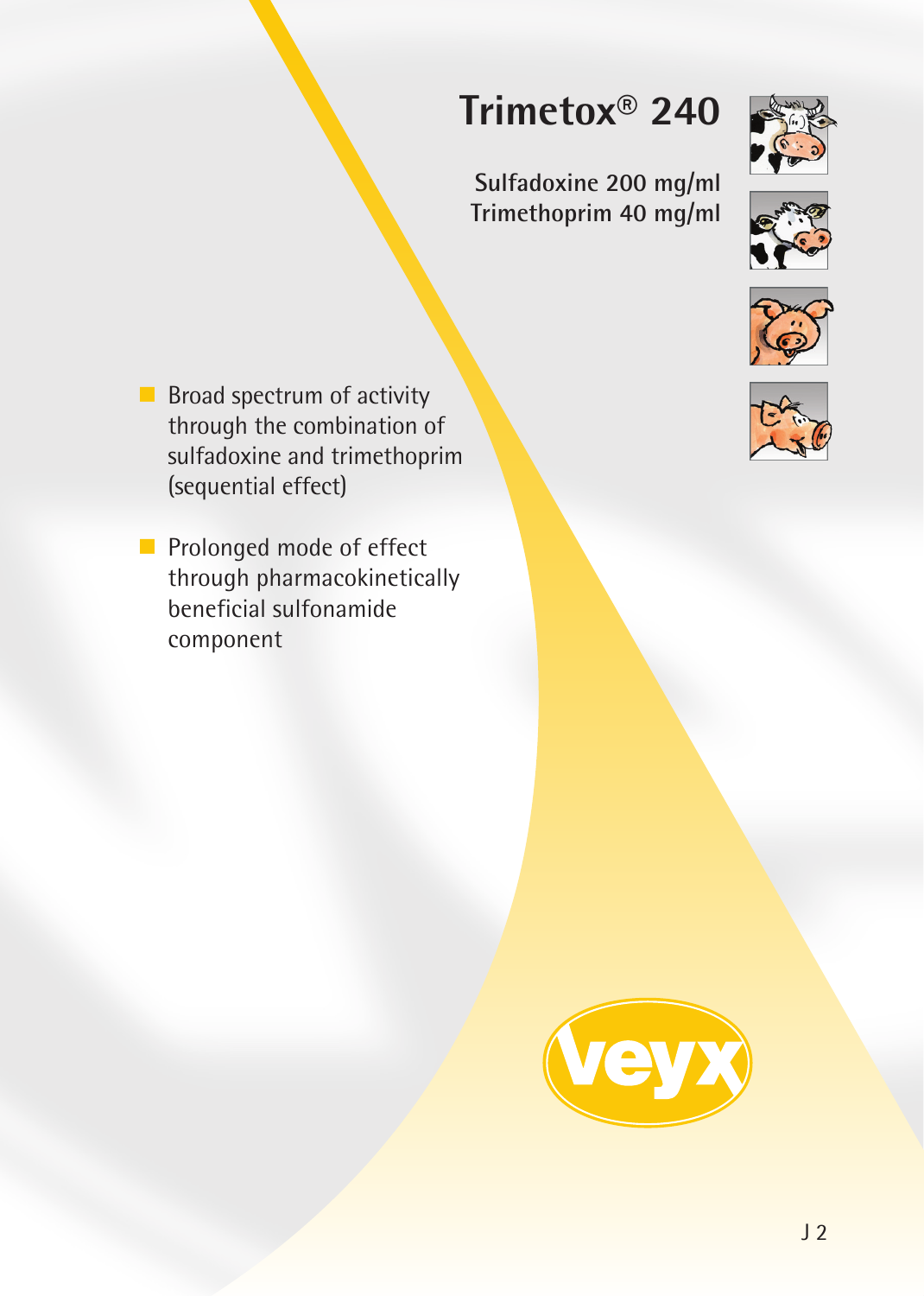# Trimetox® 240

**Sulfadoxine 200 mg/ml**
**Trimethoprim 40 mg/ml**

- Broad spectrum of activity through the combination of sulfadoxine and trimethoprim (sequential effect)
- Prolonged mode of effect through pharmacokinetically beneficial sulfonamide component

veyx

J 2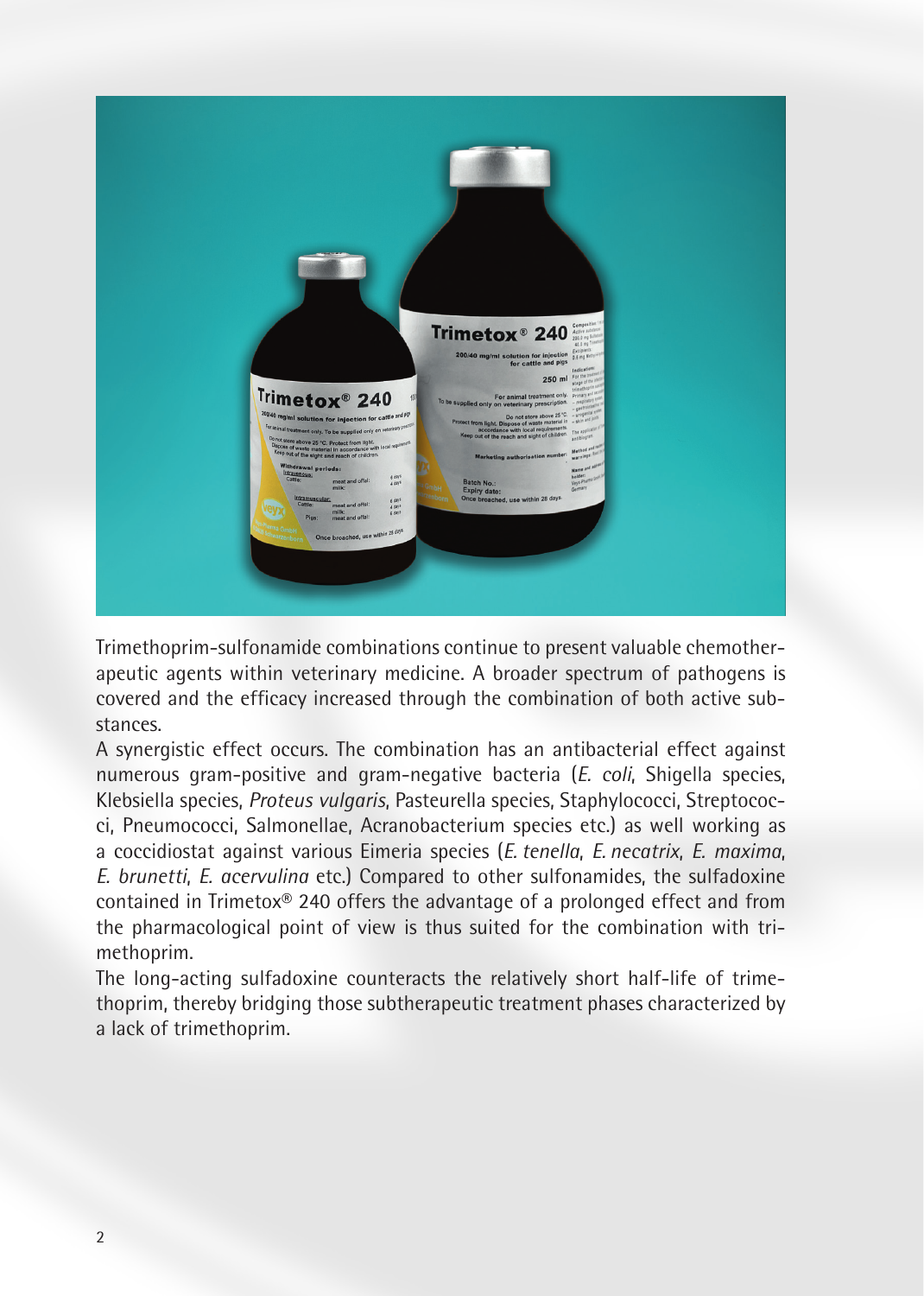Trimethoprim-sulfonamide combinations continue to present valuable chemotherapeutic agents within veterinary medicine. A broader spectrum of pathogens is covered and the efficacy increased through the combination of both active substances.

A synergistic effect occurs. The combination has an antibacterial effect against numerous gram-positive and gram-negative bacteria (*E. coli*, Shigella species, Klebsiella species, *Proteus vulgaris*, Pasteurella species, Staphylococci, Streptococci, Pneumococci, Salmonellae, Acranobacterium species etc.) as well working as a coccidiostat against various Eimeria species (*E. tenella*, *E. necatrix*, *E. maxima*, *E. brunetti*, *E. acervulina* etc.) Compared to other sulfonamides, the sulfadoxine contained in Trimetox® 240 offers the advantage of a prolonged effect and from the pharmacological point of view is thus suited for the combination with trimethoprim.

The long-acting sulfadoxine counteracts the relatively short half-life of trimethoprim, thereby bridging those subtherapeutic treatment phases characterized by a lack of trimethoprim.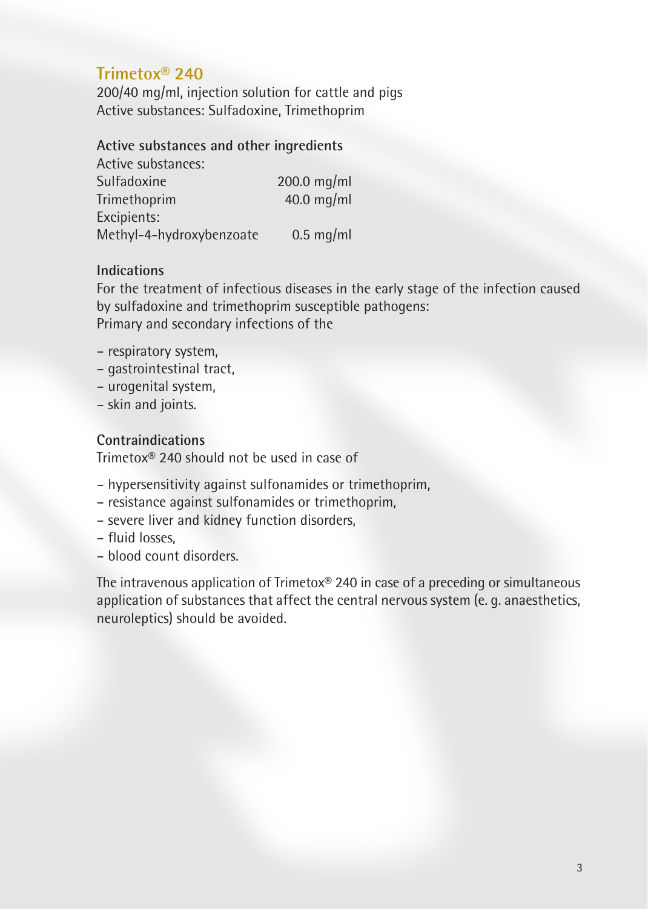# Trimetox® 240

200/40 mg/ml, injection solution for cattle and pigs
Active substances: Sulfadoxine, Trimethoprim

## Active substances and other ingredients

| | |
|---|---|
| Active substances: | |
| Sulfadoxine | 200.0 mg/ml |
| Trimethoprim | 40.0 mg/ml |
| Excipients: | |
| Methyl-4-hydroxybenzoate | 0.5 mg/ml |

## Indications

For the treatment of infectious diseases in the early stage of the infection caused by sulfadoxine and trimethoprim susceptible pathogens:
Primary and secondary infections of the

- respiratory system,
- gastrointestinal tract,
- urogenital system,
- skin and joints.

## Contraindications

Trimetox® 240 should not be used in case of

- hypersensitivity against sulfonamides or trimethoprim,
- resistance against sulfonamides or trimethoprim,
- severe liver and kidney function disorders,
- fluid losses,
- blood count disorders.

The intravenous application of Trimetox® 240 in case of a preceding or simultaneous application of substances that affect the central nervous system (e. g. anaesthetics, neuroleptics) should be avoided.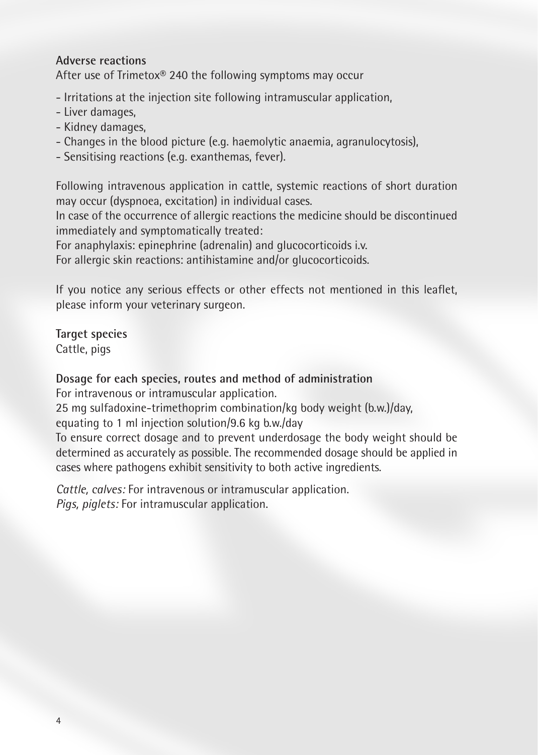**Adverse reactions**

After use of Trimetox® 240 the following symptoms may occur

- Irritations at the injection site following intramuscular application,
- Liver damages,
- Kidney damages,
- Changes in the blood picture (e.g. haemolytic anaemia, agranulocytosis),
- Sensitising reactions (e.g. exanthemas, fever).

Following intravenous application in cattle, systemic reactions of short duration may occur (dyspnoea, excitation) in individual cases.
In case of the occurrence of allergic reactions the medicine should be discontinued immediately and symptomatically treated:
For anaphylaxis: epinephrine (adrenalin) and glucocorticoids i.v.
For allergic skin reactions: antihistamine and/or glucocorticoids.

If you notice any serious effects or other effects not mentioned in this leaflet, please inform your veterinary surgeon.

**Target species**

Cattle, pigs

**Dosage for each species, routes and method of administration**

For intravenous or intramuscular application.
25 mg sulfadoxine-trimethoprim combination/kg body weight (b.w.)/day, equating to 1 ml injection solution/9.6 kg b.w./day
To ensure correct dosage and to prevent underdosage the body weight should be determined as accurately as possible. The recommended dosage should be applied in cases where pathogens exhibit sensitivity to both active ingredients.

*Cattle, calves:* For intravenous or intramuscular application.
*Pigs, piglets:* For intramuscular application.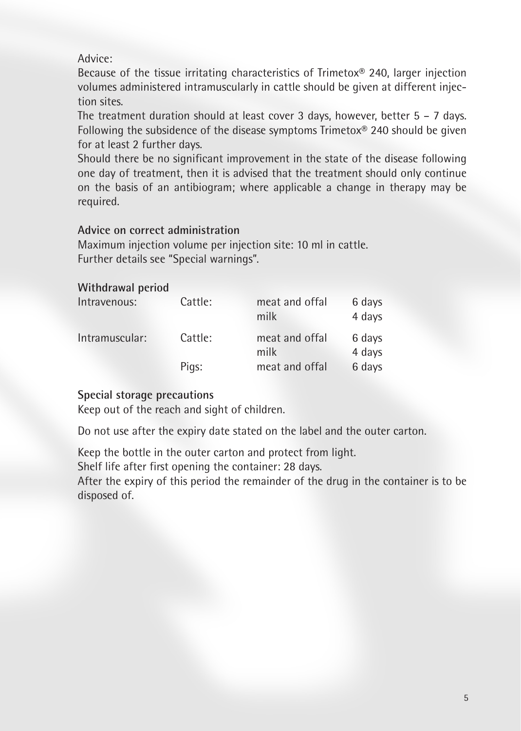Advice:

Because of the tissue irritating characteristics of Trimetox® 240, larger injection volumes administered intramuscularly in cattle should be given at different injection sites.

The treatment duration should at least cover 3 days, however, better 5 – 7 days. Following the subsidence of the disease symptoms Trimetox® 240 should be given for at least 2 further days.

Should there be no significant improvement in the state of the disease following one day of treatment, then it is advised that the treatment should only continue on the basis of an antibiogram; where applicable a change in therapy may be required.

**Advice on correct administration**

Maximum injection volume per injection site: 10 ml in cattle.
Further details see "Special warnings".

**Withdrawal period**

| | | | |
|---|---|---|---|
| Intravenous: | Cattle: | meat and offal | 6 days |
| | | milk | 4 days |
| Intramuscular: | Cattle: | meat and offal | 6 days |
| | | milk | 4 days |
| | Pigs: | meat and offal | 6 days |

**Special storage precautions**

Keep out of the reach and sight of children.

Do not use after the expiry date stated on the label and the outer carton.

Keep the bottle in the outer carton and protect from light.
Shelf life after first opening the container: 28 days.
After the expiry of this period the remainder of the drug in the container is to be disposed of.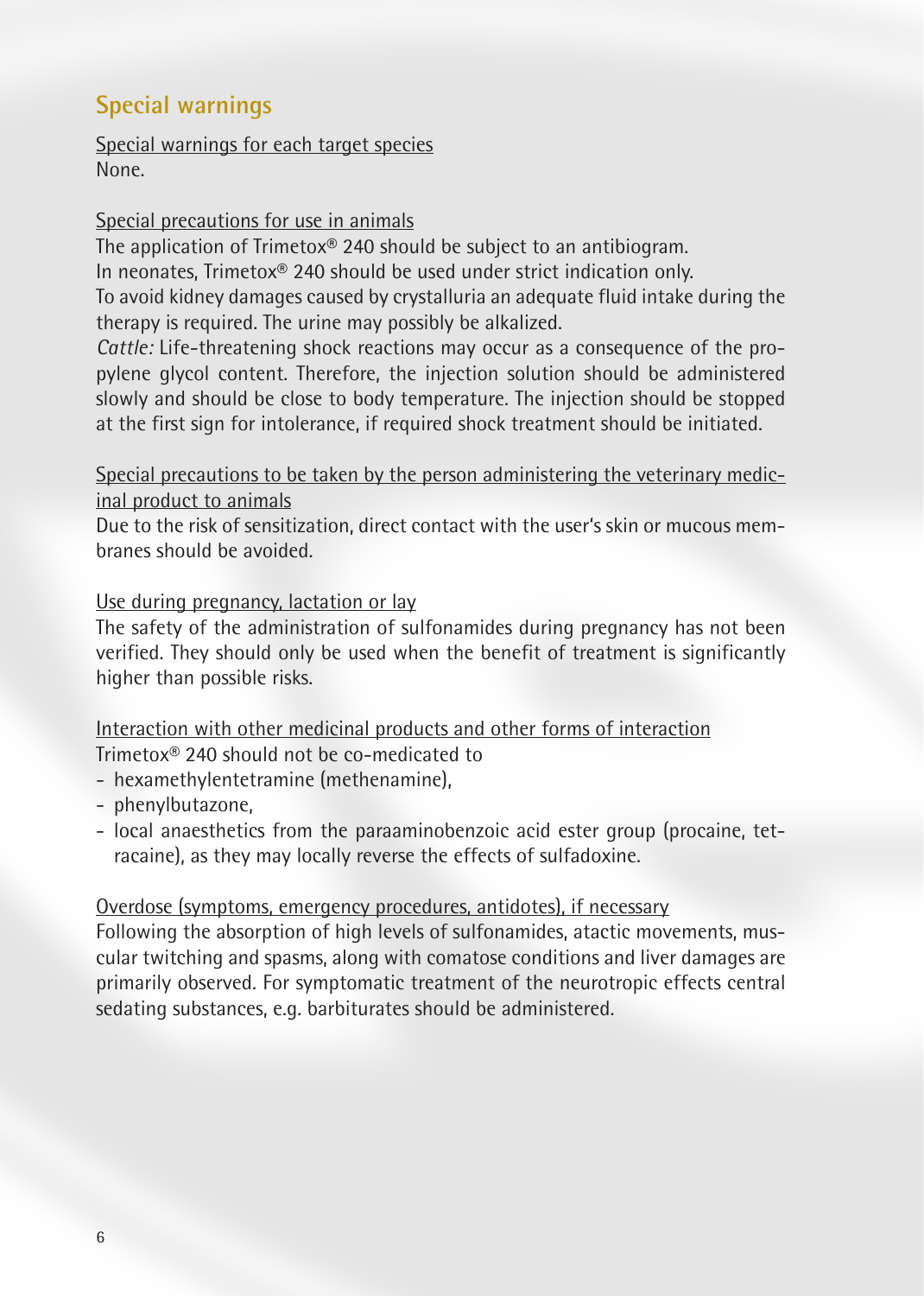## Special warnings

Special warnings for each target species

None.

Special precautions for use in animals

The application of Trimetox® 240 should be subject to an antibiogram.
In neonates, Trimetox® 240 should be used under strict indication only.
To avoid kidney damages caused by crystalluria an adequate fluid intake during the therapy is required. The urine may possibly be alkalized.
*Cattle:* Life-threatening shock reactions may occur as a consequence of the propylene glycol content. Therefore, the injection solution should be administered slowly and should be close to body temperature. The injection should be stopped at the first sign for intolerance, if required shock treatment should be initiated.

Special precautions to be taken by the person administering the veterinary medicinal product to animals

Due to the risk of sensitization, direct contact with the user's skin or mucous membranes should be avoided.

Use during pregnancy, lactation or lay

The safety of the administration of sulfonamides during pregnancy has not been verified. They should only be used when the benefit of treatment is significantly higher than possible risks.

Interaction with other medicinal products and other forms of interaction

Trimetox® 240 should not be co-medicated to

- hexamethylentetramine (methenamine),
- phenylbutazone,
- local anaesthetics from the paraaminobenzoic acid ester group (procaine, tetracaine), as they may locally reverse the effects of sulfadoxine.

Overdose (symptoms, emergency procedures, antidotes), if necessary

Following the absorption of high levels of sulfonamides, atactic movements, muscular twitching and spasms, along with comatose conditions and liver damages are primarily observed. For symptomatic treatment of the neurotropic effects central sedating substances, e.g. barbiturates should be administered.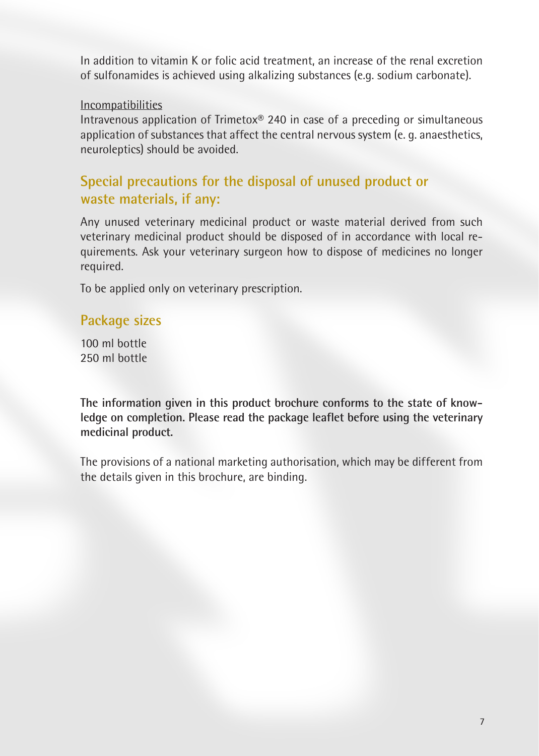In addition to vitamin K or folic acid treatment, an increase of the renal excretion of sulfonamides is achieved using alkalizing substances (e.g. sodium carbonate).

<u>Incompatibilities</u>
Intravenous application of Trimetox® 240 in case of a preceding or simultaneous application of substances that affect the central nervous system (e. g. anaesthetics, neuroleptics) should be avoided.

## Special precautions for the disposal of unused product or waste materials, if any:

Any unused veterinary medicinal product or waste material derived from such veterinary medicinal product should be disposed of in accordance with local requirements. Ask your veterinary surgeon how to dispose of medicines no longer required.

To be applied only on veterinary prescription.

## Package sizes

100 ml bottle
250 ml bottle

**The information given in this product brochure conforms to the state of knowledge on completion. Please read the package leaflet before using the veterinary medicinal product.**

The provisions of a national marketing authorisation, which may be different from the details given in this brochure, are binding.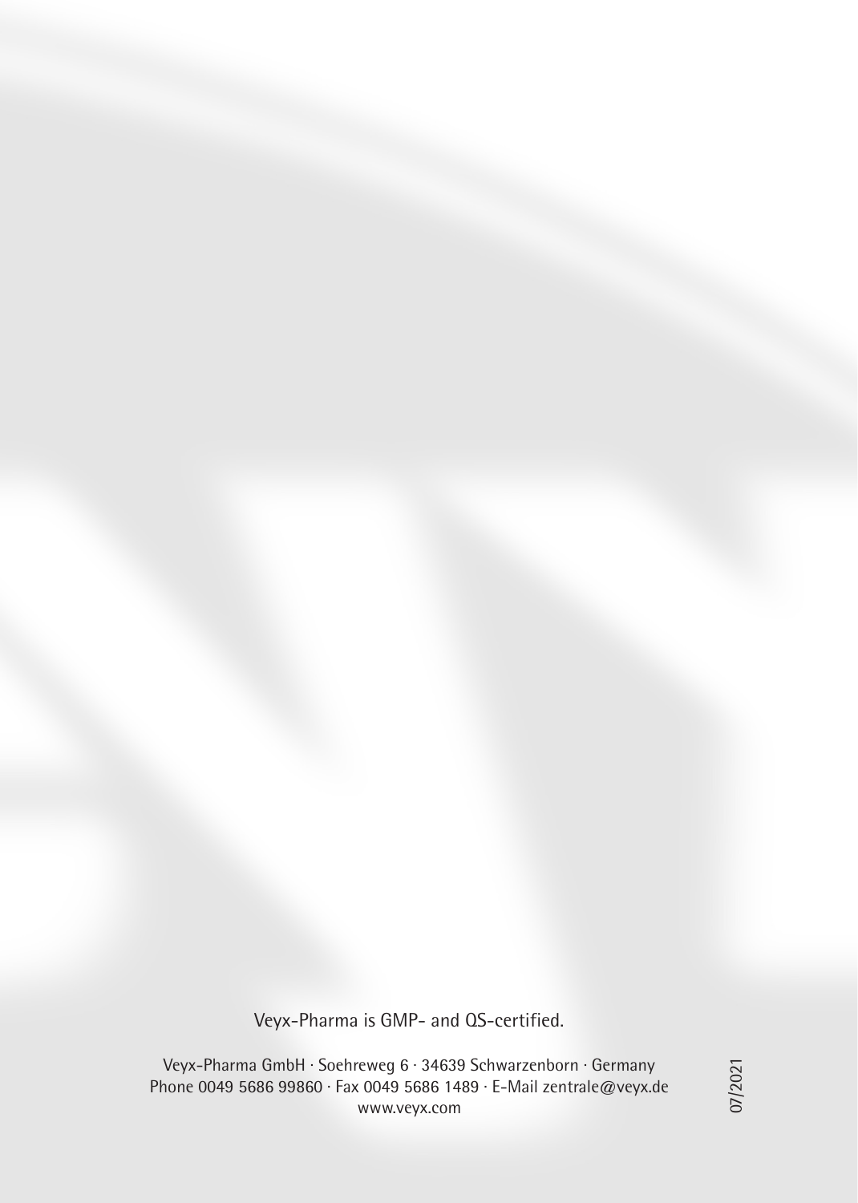Veyx-Pharma is GMP- and QS-certified.

Veyx-Pharma GmbH · Soehreweg 6 · 34639 Schwarzenborn · Germany
Phone 0049 5686 99860 · Fax 0049 5686 1489 · E-Mail zentrale@veyx.de
www.veyx.com

07/2021